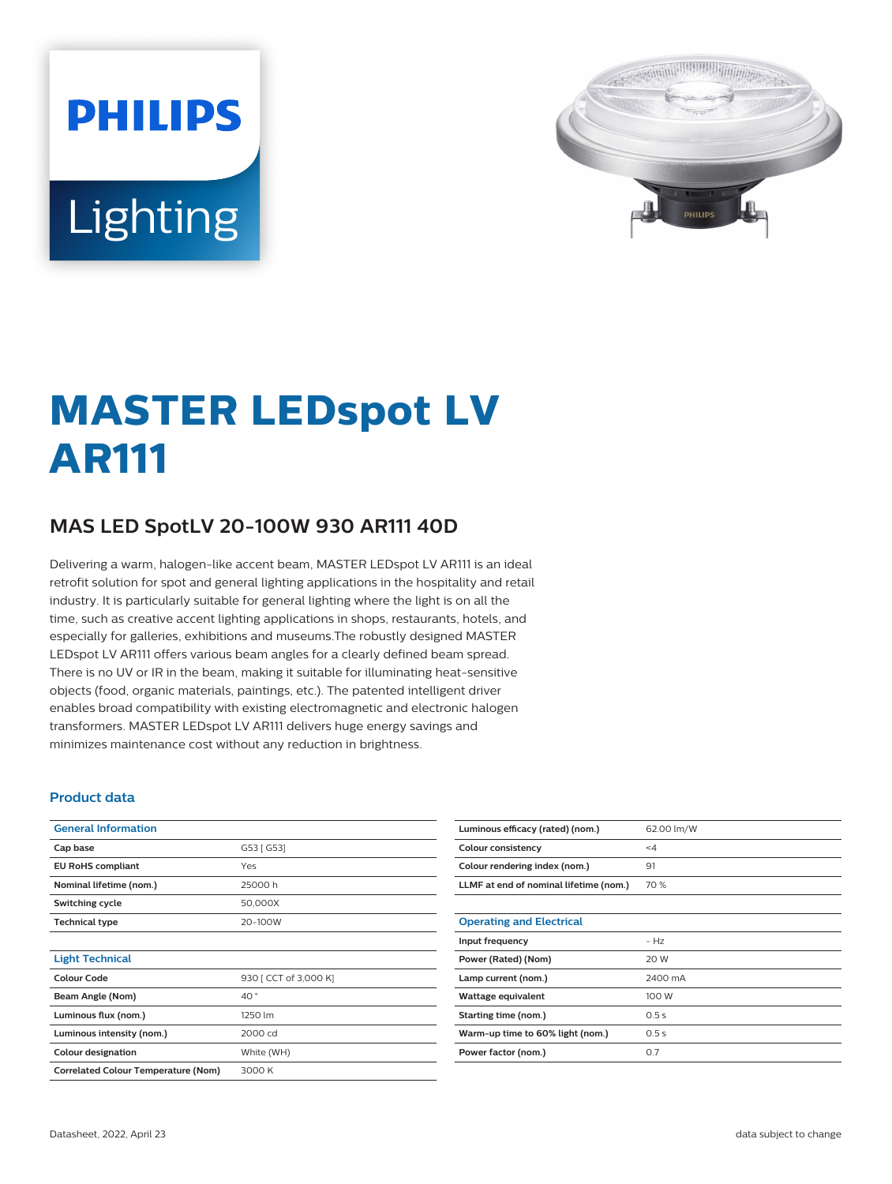# MASTER LEDspot LV AR111

## MAS LED SpotLV 20-100W 930 AR111 40D

Delivering a warm, halogen-like accent beam, MASTER LEDspot LV AR111 is an ideal retrofit solution for spot and general lighting applications in the hospitality and retail industry. It is particularly suitable for general lighting where the light is on all the time, such as creative accent lighting applications in shops, restaurants, hotels, and especially for galleries, exhibitions and museums.The robustly designed MASTER LEDspot LV AR111 offers various beam angles for a clearly defined beam spread. There is no UV or IR in the beam, making it suitable for illuminating heat-sensitive objects (food, organic materials, paintings, etc.). The patented intelligent driver enables broad compatibility with existing electromagnetic and electronic halogen transformers. MASTER LEDspot LV AR111 delivers huge energy savings and minimizes maintenance cost without any reduction in brightness.

### Product data

| General Information | |
|---|---|
| Cap base | G53 [ G53] |
| EU RoHS compliant | Yes |
| Nominal lifetime (nom.) | 25000 h |
| Switching cycle | 50,000X |
| Technical type | 20-100W |

| Light Technical | |
|---|---|
| Colour Code | 930 [ CCT of 3,000 K] |
| Beam Angle (Nom) | 40 ° |
| Luminous flux (nom.) | 1250 lm |
| Luminous intensity (nom.) | 2000 cd |
| Colour designation | White (WH) |
| Correlated Colour Temperature (Nom) | 3000 K |
| Luminous efficacy (rated) (nom.) | 62.00 lm/W |
| Colour consistency | <4 |
| Colour rendering index (nom.) | 91 |
| LLMF at end of nominal lifetime (nom.) | 70 % |

| Operating and Electrical | |
|---|---|
| Input frequency | - Hz |
| Power (Rated) (Nom) | 20 W |
| Lamp current (nom.) | 2400 mA |
| Wattage equivalent | 100 W |
| Starting time (nom.) | 0.5 s |
| Warm-up time to 60% light (nom.) | 0.5 s |
| Power factor (nom.) | 0.7 |

Datasheet, 2022, April 23 data subject to change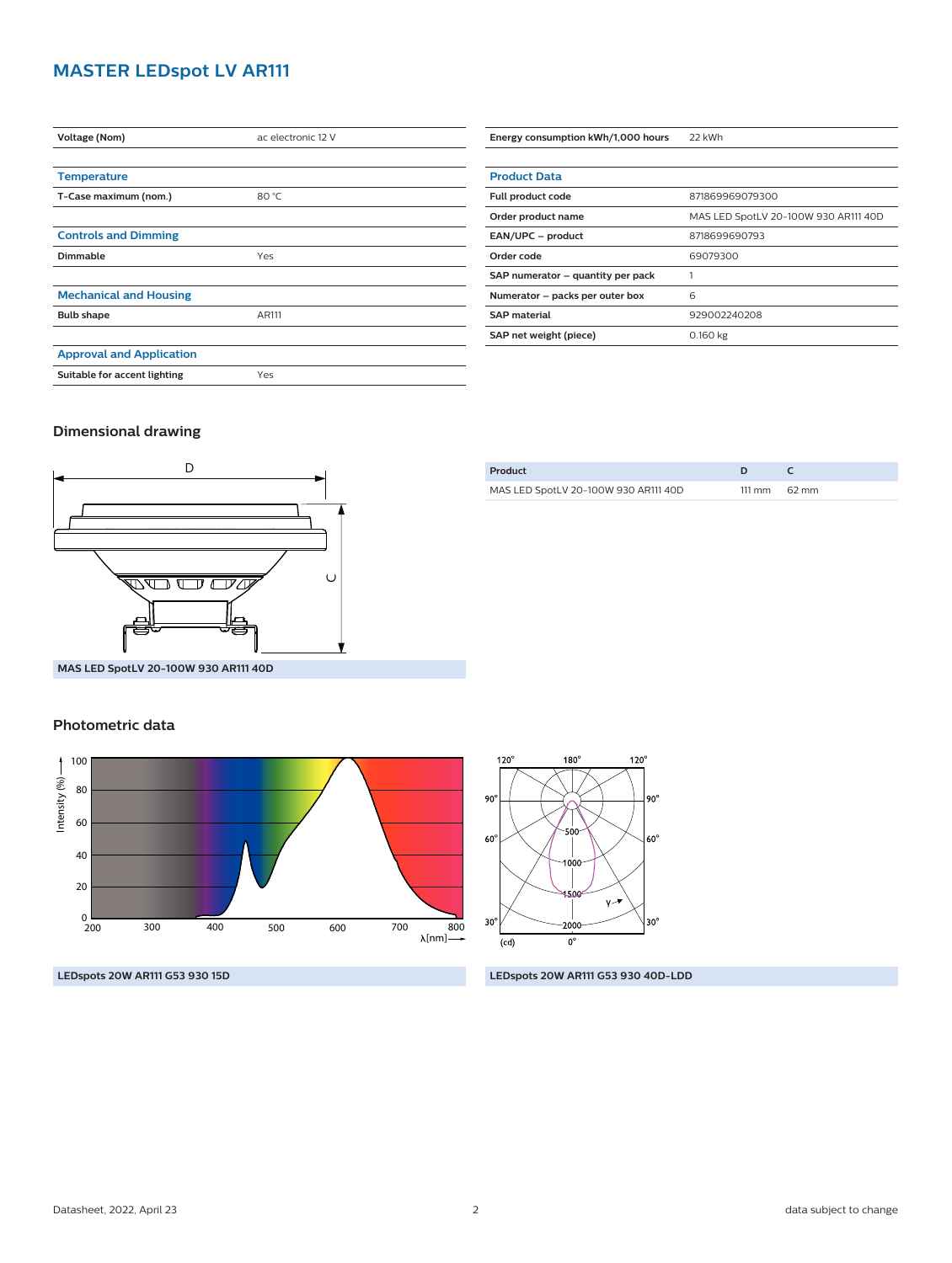# MASTER LEDspot LV AR111

| | |
|---|---|
| **Voltage (Nom)** | ac electronic 12 V |

## Temperature

| | |
|---|---|
| **T-Case maximum (nom.)** | 80 °C |

## Controls and Dimming

| | |
|---|---|
| **Dimmable** | Yes |

## Mechanical and Housing

| | |
|---|---|
| **Bulb shape** | AR111 |

## Approval and Application

| | |
|---|---|
| **Suitable for accent lighting** | Yes |

| | |
|---|---|
| **Energy consumption kWh/1,000 hours** | 22 kWh |

## Product Data

| | |
|---|---|
| **Full product code** | 871869969079300 |
| **Order product name** | MAS LED SpotLV 20-100W 930 AR111 40D |
| **EAN/UPC – product** | 8718699690793 |
| **Order code** | 69079300 |
| **SAP numerator – quantity per pack** | 1 |
| **Numerator – packs per outer box** | 6 |
| **SAP material** | 929002240208 |
| **SAP net weight (piece)** | 0.160 kg |

## Dimensional drawing

MAS LED SpotLV 20-100W 930 AR111 40D

| Product | D | C |
|---|---|---|
| MAS LED SpotLV 20-100W 930 AR111 40D | 111 mm | 62 mm |

## Photometric data

LEDspots 20W AR111 G53 930 15D

LEDspots 20W AR111 G53 930 40D-LDD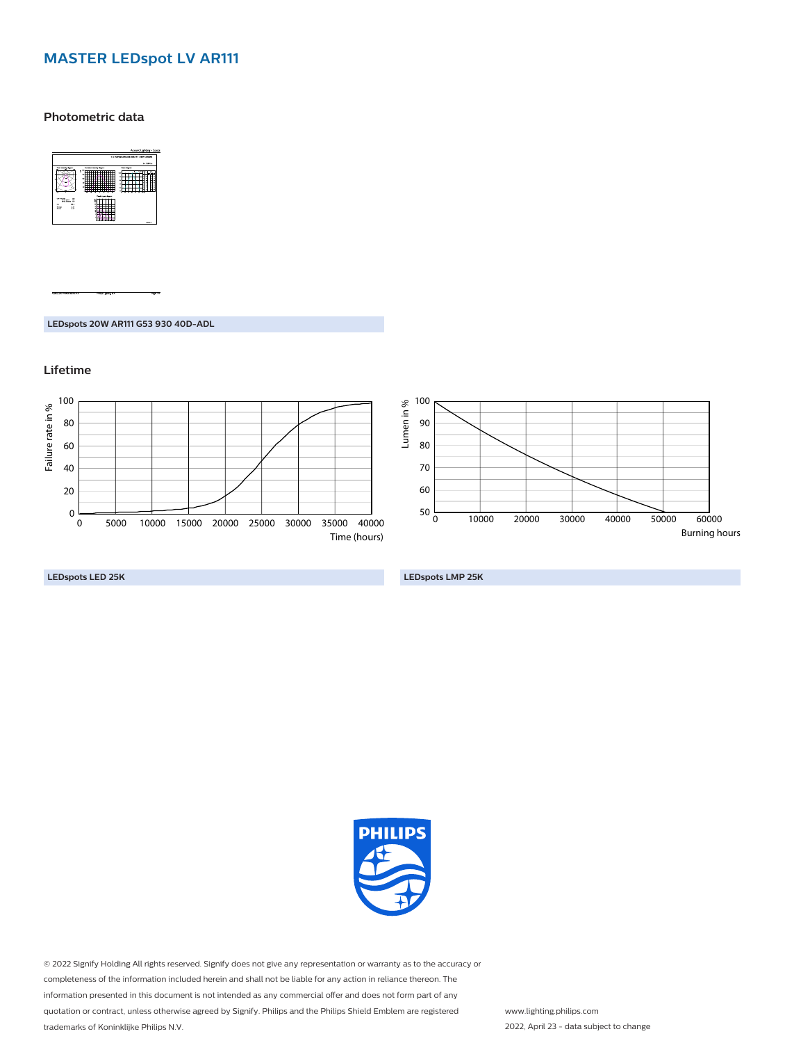## MASTER LEDspot LV AR111

### Photometric data

LEDspots 20W AR111 G53 930 40D-ADL

### Lifetime

Failure rate in %

100
80
60
40
20
0

0 5000 10000 15000 20000 25000 30000 35000 40000

Time (hours)

Lumen in %

100
90
80
70
60
50

0 10000 20000 30000 40000 50000 60000

Burning hours

LEDspots LED 25K

LEDspots LMP 25K

© 2022 Signify Holding All rights reserved. Signify does not give any representation or warranty as to the accuracy or completeness of the information included herein and shall not be liable for any action in reliance thereon. The information presented in this document is not intended as any commercial offer and does not form part of any quotation or contract, unless otherwise agreed by Signify. Philips and the Philips Shield Emblem are registered trademarks of Koninklijke Philips N.V.

www.lighting.philips.com

2022, April 23 - data subject to change